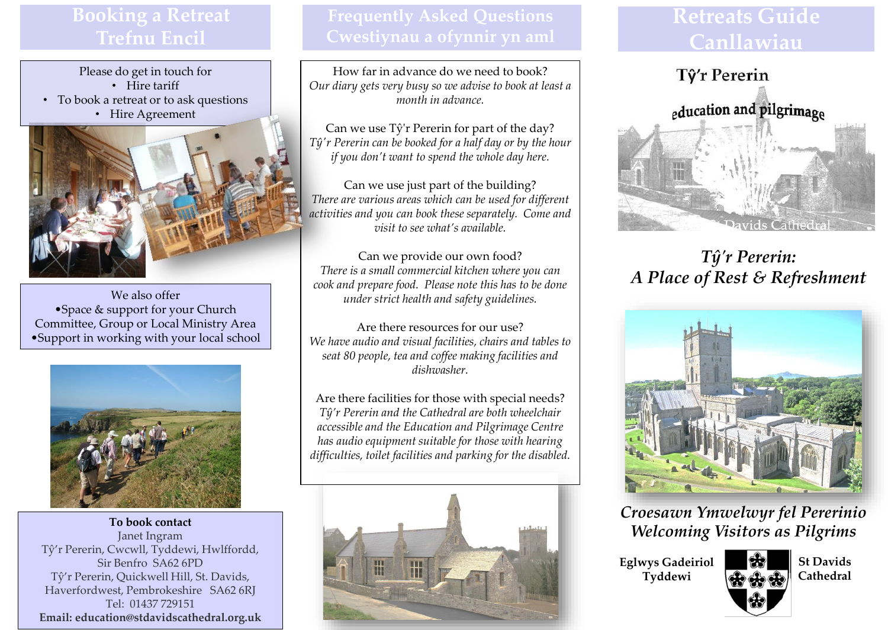# Booking a Retreat
# Trefnu Encil

Please do get in touch for

- Hire tariff
- To book a retreat or to ask questions
- Hire Agreement

We also offer

- Space & support for your Church Committee, Group or Local Ministry Area
- Support in working with your local school

**To book contact**

Janet Ingram

Tŷ'r Pererin, Cwcwll, Tyddewi, Hwlffordd, Sir Benfro SA62 6PD

Tŷ'r Pererin, Quickwell Hill, St. Davids, Haverfordwest, Pembrokeshire SA62 6RJ

Tel: 01437 729151

**Email: education@stdavidscathedral.org.uk**

# Frequently Asked Questions
# Cwestiynau a ofynnir yn aml

How far in advance do we need to book?

*Our diary gets very busy so we advise to book at least a month in advance.*

Can we use Tŷ'r Pererin for part of the day?

*Tŷ'r Pererin can be booked for a half day or by the hour if you don't want to spend the whole day here.*

Can we use just part of the building?

*There are various areas which can be used for different activities and you can book these separately. Come and visit to see what's available.*

Can we provide our own food?

*There is a small commercial kitchen where you can cook and prepare food. Please note this has to be done under strict health and safety guidelines.*

Are there resources for our use?

*We have audio and visual facilities, chairs and tables to seat 80 people, tea and coffee making facilities and dishwasher.*

Are there facilities for those with special needs?

*Tŷ'r Pererin and the Cathedral are both wheelchair accessible and the Education and Pilgrimage Centre has audio equipment suitable for those with hearing difficulties, toilet facilities and parking for the disabled.*

# Retreats Guide
# Canllawiau

Tŷ'r Pererin

education and pilgrimage

St Davids Cathedral

## *Tŷ'r Pererin: A Place of Rest & Refreshment*

## *Croesawn Ymwelwyr fel Pererinio*
## *Welcoming Visitors as Pilgrims*

**Eglwys Gadeiriol Tyddewi**

**St Davids Cathedral**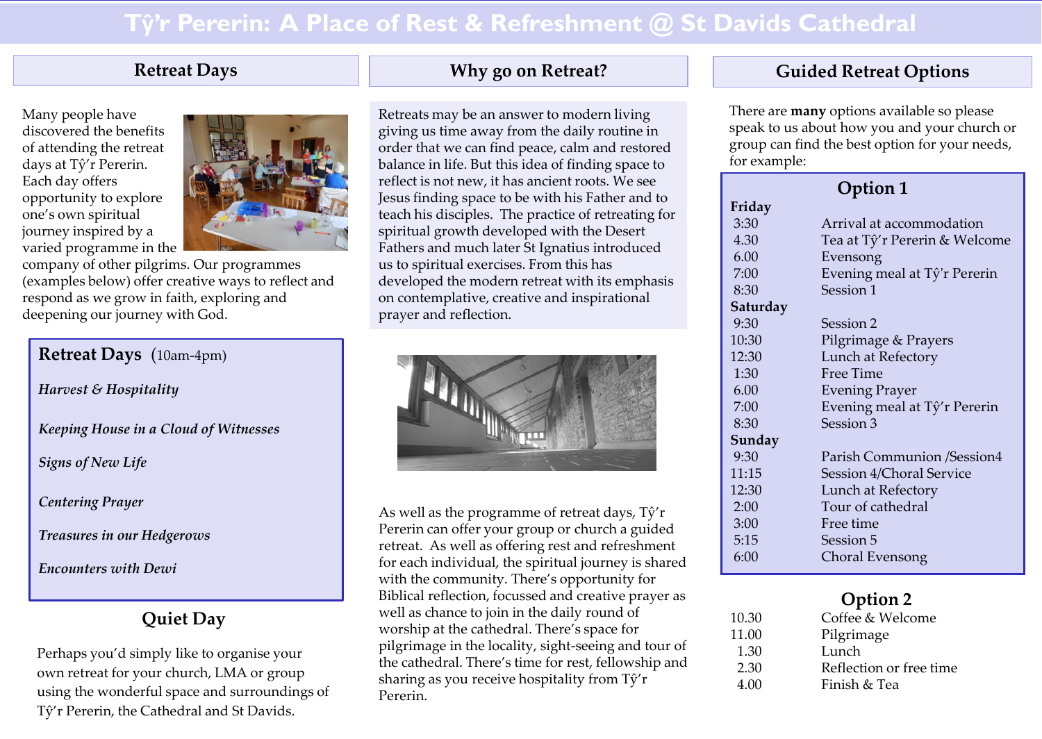# Tŷ'r Pererin: A Place of Rest & Refreshment @ St Davids Cathedral

## Retreat Days

Many people have discovered the benefits of attending the retreat days at Tŷ'r Pererin. Each day offers opportunity to explore one's own spiritual journey inspired by a varied programme in the company of other pilgrims. Our programmes (examples below) offer creative ways to reflect and respond as we grow in faith, exploring and deepening our journey with God.

### Retreat Days (10am-4pm)

*Harvest & Hospitality*

*Keeping House in a Cloud of Witnesses*

*Signs of New Life*

*Centering Prayer*

*Treasures in our Hedgerows*

*Encounters with Dewi*

## Quiet Day

Perhaps you'd simply like to organise your own retreat for your church, LMA or group using the wonderful space and surroundings of Tŷ'r Pererin, the Cathedral and St Davids.

## Why go on Retreat?

Retreats may be an answer to modern living giving us time away from the daily routine in order that we can find peace, calm and restored balance in life. But this idea of finding space to reflect is not new, it has ancient roots. We see Jesus finding space to be with his Father and to teach his disciples. The practice of retreating for spiritual growth developed with the Desert Fathers and much later St Ignatius introduced us to spiritual exercises. From this has developed the modern retreat with its emphasis on contemplative, creative and inspirational prayer and reflection.

As well as the programme of retreat days, Tŷ'r Pererin can offer your group or church a guided retreat. As well as offering rest and refreshment for each individual, the spiritual journey is shared with the community. There's opportunity for Biblical reflection, focussed and creative prayer as well as chance to join in the daily round of worship at the cathedral. There's space for pilgrimage in the locality, sight-seeing and tour of the cathedral. There's time for rest, fellowship and sharing as you receive hospitality from Tŷ'r Pererin.

## Guided Retreat Options

There are **many** options available so please speak to us about how you and your church or group can find the best option for your needs, for example:

### Option 1

| | |
|---|---|
| **Friday** | |
| 3:30 | Arrival at accommodation |
| 4.30 | Tea at Tŷ'r Pererin & Welcome |
| 6.00 | Evensong |
| 7:00 | Evening meal at Tŷ'r Pererin |
| 8:30 | Session 1 |
| **Saturday** | |
| 9:30 | Session 2 |
| 10:30 | Pilgrimage & Prayers |
| 12:30 | Lunch at Refectory |
| 1:30 | Free Time |
| 6.00 | Evening Prayer |
| 7:00 | Evening meal at Tŷ'r Pererin |
| 8:30 | Session 3 |
| **Sunday** | |
| 9:30 | Parish Communion /Session4 |
| 11:15 | Session 4/Choral Service |
| 12:30 | Lunch at Refectory |
| 2:00 | Tour of cathedral |
| 3:00 | Free time |
| 5:15 | Session 5 |
| 6:00 | Choral Evensong |

### Option 2

| | |
|---|---|
| 10.30 | Coffee & Welcome |
| 11.00 | Pilgrimage |
| 1.30 | Lunch |
| 2.30 | Reflection or free time |
| 4.00 | Finish & Tea |